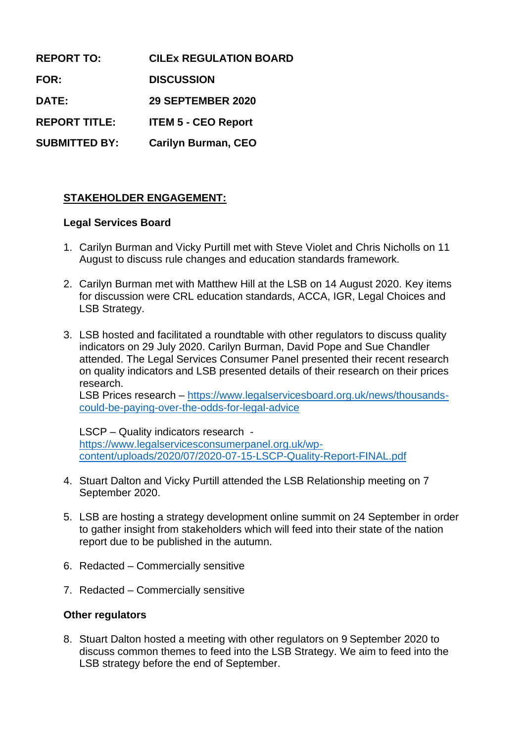| | |
|---|---|
| **REPORT TO:** | **CILEx REGULATION BOARD** |
| **FOR:** | **DISCUSSION** |
| **DATE:** | **29 SEPTEMBER 2020** |
| **REPORT TITLE:** | **ITEM 5 - CEO Report** |
| **SUBMITTED BY:** | **Carilyn Burman, CEO** |

## STAKEHOLDER ENGAGEMENT:

### Legal Services Board

1. Carilyn Burman and Vicky Purtill met with Steve Violet and Chris Nicholls on 11 August to discuss rule changes and education standards framework.

2. Carilyn Burman met with Matthew Hill at the LSB on 14 August 2020. Key items for discussion were CRL education standards, ACCA, IGR, Legal Choices and LSB Strategy.

3. LSB hosted and facilitated a roundtable with other regulators to discuss quality indicators on 29 July 2020. Carilyn Burman, David Pope and Sue Chandler attended. The Legal Services Consumer Panel presented their recent research on quality indicators and LSB presented details of their research on their prices research.
   LSB Prices research – [https://www.legalservicesboard.org.uk/news/thousands-could-be-paying-over-the-odds-for-legal-advice](https://www.legalservicesboard.org.uk/news/thousands-could-be-paying-over-the-odds-for-legal-advice)

   LSCP – Quality indicators research - [https://www.legalservicesconsumerpanel.org.uk/wp-content/uploads/2020/07/2020-07-15-LSCP-Quality-Report-FINAL.pdf](https://www.legalservicesconsumerpanel.org.uk/wp-content/uploads/2020/07/2020-07-15-LSCP-Quality-Report-FINAL.pdf)

4. Stuart Dalton and Vicky Purtill attended the LSB Relationship meeting on 7 September 2020.

5. LSB are hosting a strategy development online summit on 24 September in order to gather insight from stakeholders which will feed into their state of the nation report due to be published in the autumn.

6. Redacted – Commercially sensitive

7. Redacted – Commercially sensitive

### Other regulators

8. Stuart Dalton hosted a meeting with other regulators on 9 September 2020 to discuss common themes to feed into the LSB Strategy. We aim to feed into the LSB strategy before the end of September.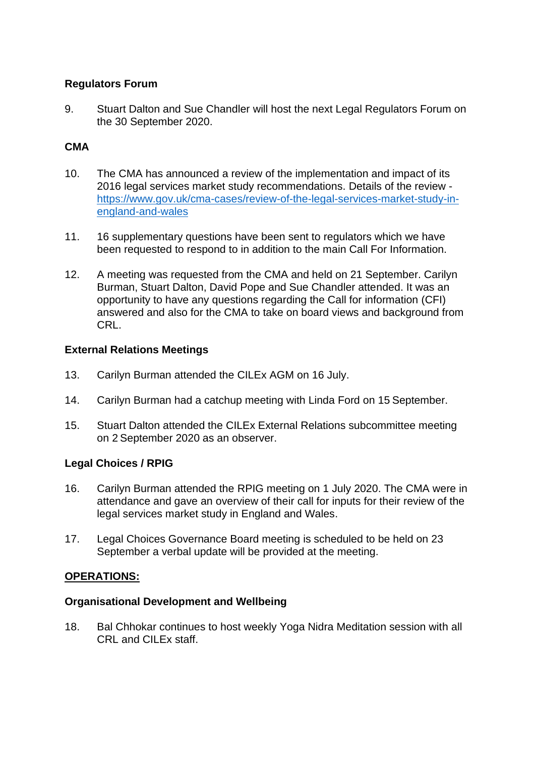**Regulators Forum**

9. Stuart Dalton and Sue Chandler will host the next Legal Regulators Forum on the 30 September 2020.

**CMA**

10. The CMA has announced a review of the implementation and impact of its 2016 legal services market study recommendations. Details of the review - [https://www.gov.uk/cma-cases/review-of-the-legal-services-market-study-in-england-and-wales](https://www.gov.uk/cma-cases/review-of-the-legal-services-market-study-in-england-and-wales)

11. 16 supplementary questions have been sent to regulators which we have been requested to respond to in addition to the main Call For Information.

12. A meeting was requested from the CMA and held on 21 September. Carilyn Burman, Stuart Dalton, David Pope and Sue Chandler attended. It was an opportunity to have any questions regarding the Call for information (CFI) answered and also for the CMA to take on board views and background from CRL.

**External Relations Meetings**

13. Carilyn Burman attended the CILEx AGM on 16 July.

14. Carilyn Burman had a catchup meeting with Linda Ford on 15 September.

15. Stuart Dalton attended the CILEx External Relations subcommittee meeting on 2 September 2020 as an observer.

**Legal Choices / RPIG**

16. Carilyn Burman attended the RPIG meeting on 1 July 2020. The CMA were in attendance and gave an overview of their call for inputs for their review of the legal services market study in England and Wales.

17. Legal Choices Governance Board meeting is scheduled to be held on 23 September a verbal update will be provided at the meeting.

**<u>OPERATIONS:</u>**

**Organisational Development and Wellbeing**

18. Bal Chhokar continues to host weekly Yoga Nidra Meditation session with all CRL and CILEx staff.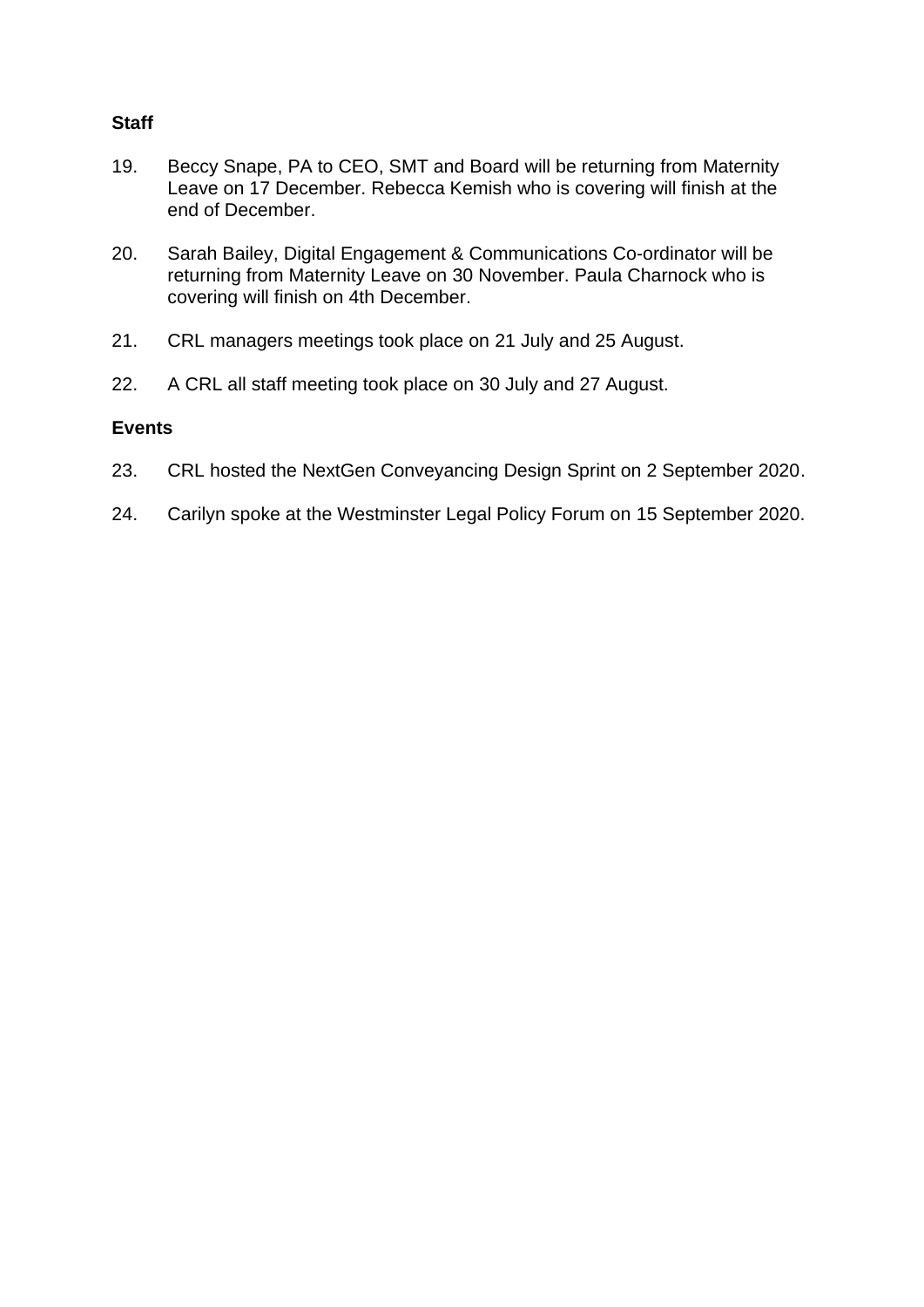**Staff**

19. Beccy Snape, PA to CEO, SMT and Board will be returning from Maternity Leave on 17 December. Rebecca Kemish who is covering will finish at the end of December.

20. Sarah Bailey, Digital Engagement & Communications Co-ordinator will be returning from Maternity Leave on 30 November. Paula Charnock who is covering will finish on 4th December.

21. CRL managers meetings took place on 21 July and 25 August.

22. A CRL all staff meeting took place on 30 July and 27 August.

**Events**

23. CRL hosted the NextGen Conveyancing Design Sprint on 2 September 2020.

24. Carilyn spoke at the Westminster Legal Policy Forum on 15 September 2020.